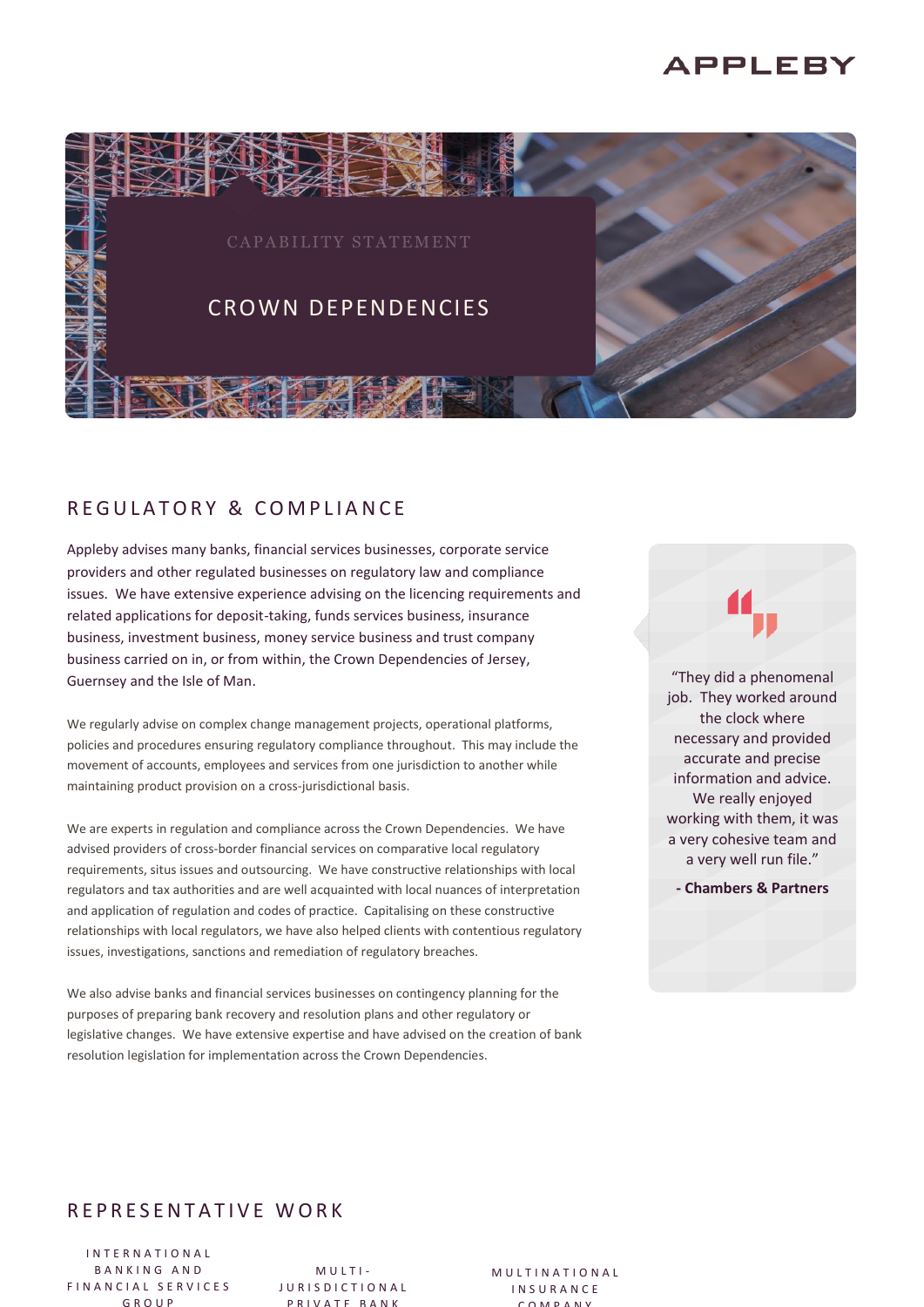APPLEBY

CAPABILITY STATEMENT

# CROWN DEPENDENCIES

## REGULATORY & COMPLIANCE

Appleby advises many banks, financial services businesses, corporate service providers and other regulated businesses on regulatory law and compliance issues. We have extensive experience advising on the licencing requirements and related applications for deposit-taking, funds services business, insurance business, investment business, money service business and trust company business carried on in, or from within, the Crown Dependencies of Jersey, Guernsey and the Isle of Man.

We regularly advise on complex change management projects, operational platforms, policies and procedures ensuring regulatory compliance throughout. This may include the movement of accounts, employees and services from one jurisdiction to another while maintaining product provision on a cross-jurisdictional basis.

We are experts in regulation and compliance across the Crown Dependencies. We have advised providers of cross-border financial services on comparative local regulatory requirements, situs issues and outsourcing. We have constructive relationships with local regulators and tax authorities and are well acquainted with local nuances of interpretation and application of regulation and codes of practice. Capitalising on these constructive relationships with local regulators, we have also helped clients with contentious regulatory issues, investigations, sanctions and remediation of regulatory breaches.

We also advise banks and financial services businesses on contingency planning for the purposes of preparing bank recovery and resolution plans and other regulatory or legislative changes. We have extensive expertise and have advised on the creation of bank resolution legislation for implementation across the Crown Dependencies.

> "They did a phenomenal job. They worked around the clock where necessary and provided accurate and precise information and advice. We really enjoyed working with them, it was a very cohesive team and a very well run file."
>
> **- Chambers & Partners**

## REPRESENTATIVE WORK

INTERNATIONAL BANKING AND FINANCIAL SERVICES GROUP

MULTI-JURISDICTIONAL PRIVATE BANK

MULTINATIONAL INSURANCE COMPANY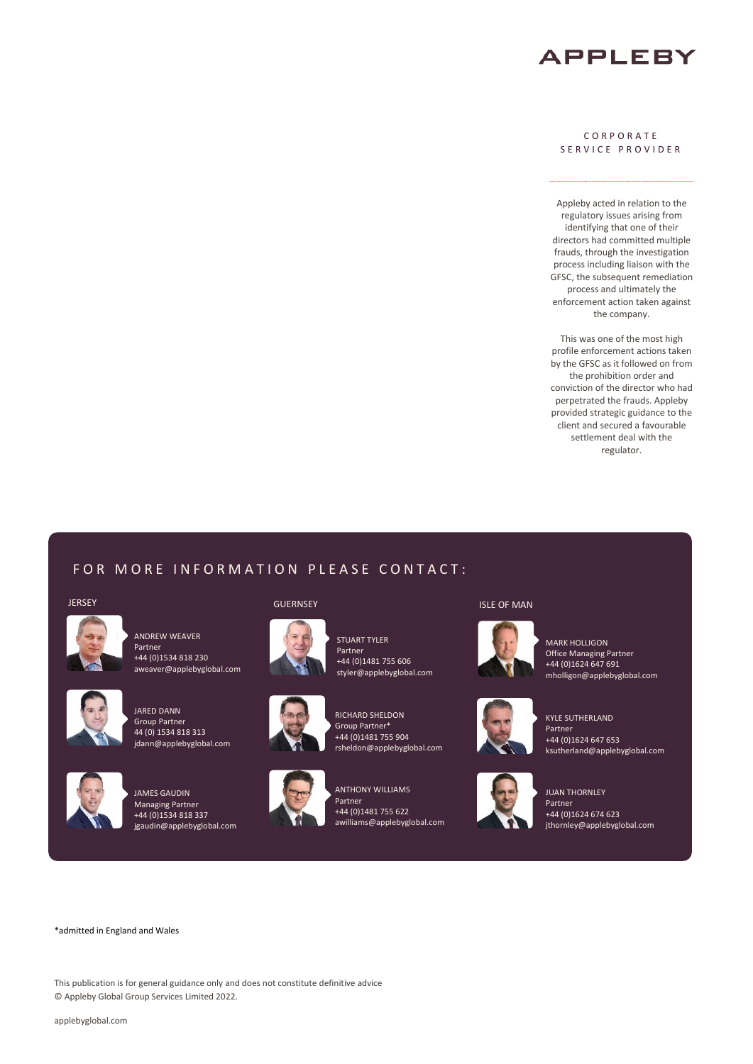APPLEBY

## CORPORATE SERVICE PROVIDER

Appleby acted in relation to the regulatory issues arising from identifying that one of their directors had committed multiple frauds, through the investigation process including liaison with the GFSC, the subsequent remediation process and ultimately the enforcement action taken against the company.

This was one of the most high profile enforcement actions taken by the GFSC as it followed on from the prohibition order and conviction of the director who had perpetrated the frauds. Appleby provided strategic guidance to the client and secured a favourable settlement deal with the regulator.

## FOR MORE INFORMATION PLEASE CONTACT:

### JERSEY

ANDREW WEAVER
Partner
+44 (0)1534 818 230
aweaver@applebyglobal.com

JARED DANN
Group Partner
44 (0) 1534 818 313
jdann@applebyglobal.com

JAMES GAUDIN
Managing Partner
+44 (0)1534 818 337
jgaudin@applebyglobal.com

### GUERNSEY

STUART TYLER
Partner
+44 (0)1481 755 606
styler@applebyglobal.com

RICHARD SHELDON
Group Partner*
+44 (0)1481 755 904
rsheldon@applebyglobal.com

ANTHONY WILLIAMS
Partner
+44 (0)1481 755 622
awilliams@applebyglobal.com

### ISLE OF MAN

MARK HOLLIGON
Office Managing Partner
+44 (0)1624 647 691
mholligon@applebyglobal.com

KYLE SUTHERLAND
Partner
+44 (0)1624 647 653
ksutherland@applebyglobal.com

JUAN THORNLEY
Partner
+44 (0)1624 674 623
jthornley@applebyglobal.com

*admitted in England and Wales

This publication is for general guidance only and does not constitute definitive advice
© Appleby Global Group Services Limited 2022.

applebyglobal.com